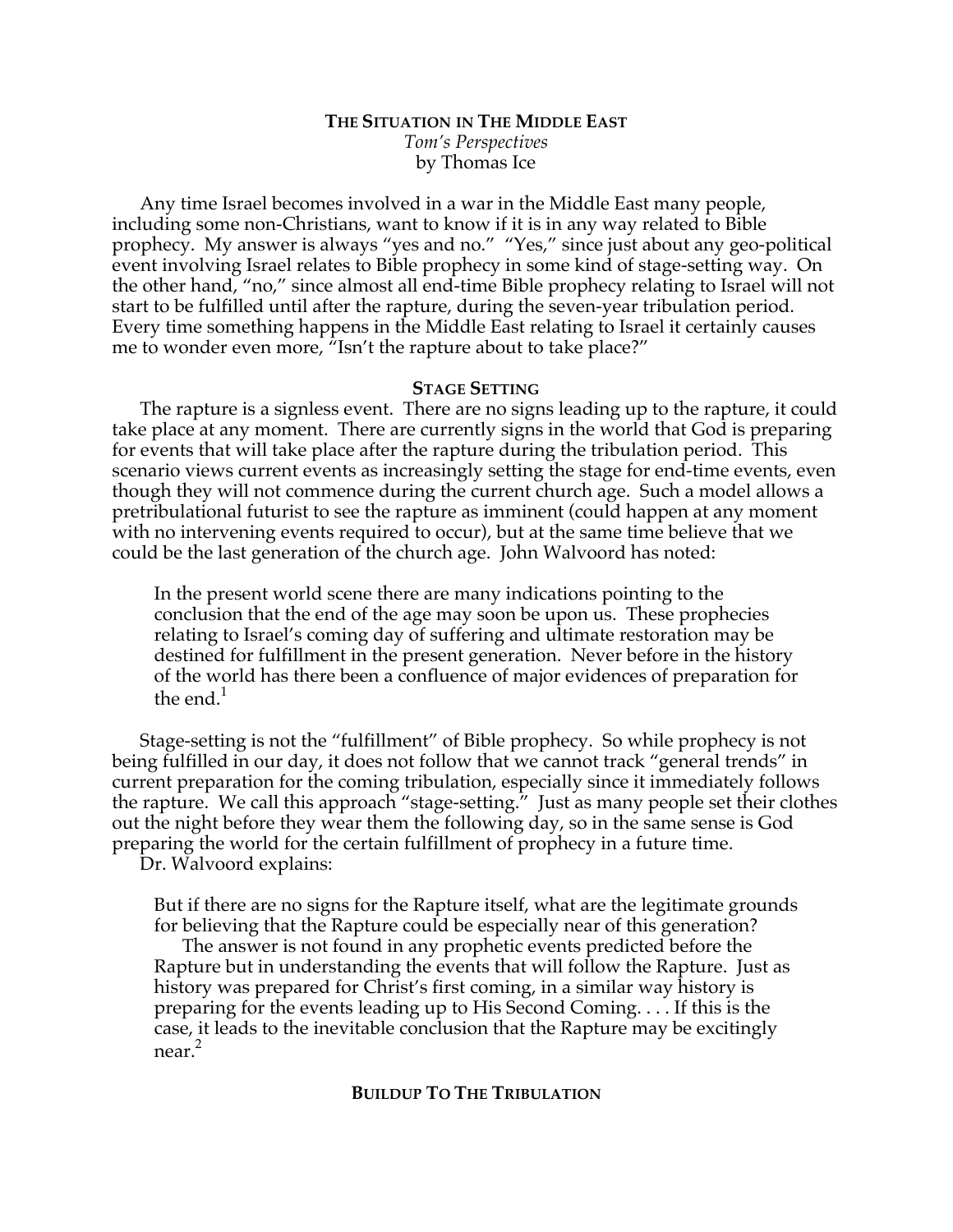# THE SITUATION IN THE MIDDLE EAST

*Tom's Perspectives*

by Thomas Ice

Any time Israel becomes involved in a war in the Middle East many people, including some non-Christians, want to know if it is in any way related to Bible prophecy. My answer is always "yes and no." "Yes," since just about any geo-political event involving Israel relates to Bible prophecy in some kind of stage-setting way. On the other hand, "no," since almost all end-time Bible prophecy relating to Israel will not start to be fulfilled until after the rapture, during the seven-year tribulation period. Every time something happens in the Middle East relating to Israel it certainly causes me to wonder even more, "Isn't the rapture about to take place?"

## STAGE SETTING

The rapture is a signless event. There are no signs leading up to the rapture, it could take place at any moment. There are currently signs in the world that God is preparing for events that will take place after the rapture during the tribulation period. This scenario views current events as increasingly setting the stage for end-time events, even though they will not commence during the current church age. Such a model allows a pretribulational futurist to see the rapture as imminent (could happen at any moment with no intervening events required to occur), but at the same time believe that we could be the last generation of the church age. John Walvoord has noted:

> In the present world scene there are many indications pointing to the conclusion that the end of the age may soon be upon us. These prophecies relating to Israel's coming day of suffering and ultimate restoration may be destined for fulfillment in the present generation. Never before in the history of the world has there been a confluence of major evidences of preparation for the end.[1]

Stage-setting is not the "fulfillment" of Bible prophecy. So while prophecy is not being fulfilled in our day, it does not follow that we cannot track "general trends" in current preparation for the coming tribulation, especially since it immediately follows the rapture. We call this approach "stage-setting." Just as many people set their clothes out the night before they wear them the following day, so in the same sense is God preparing the world for the certain fulfillment of prophecy in a future time.

Dr. Walvoord explains:

> But if there are no signs for the Rapture itself, what are the legitimate grounds for believing that the Rapture could be especially near of this generation?
>
> The answer is not found in any prophetic events predicted before the Rapture but in understanding the events that will follow the Rapture. Just as history was prepared for Christ's first coming, in a similar way history is preparing for the events leading up to His Second Coming. . . . If this is the case, it leads to the inevitable conclusion that the Rapture may be excitingly near.[2]

## BUILDUP TO THE TRIBULATION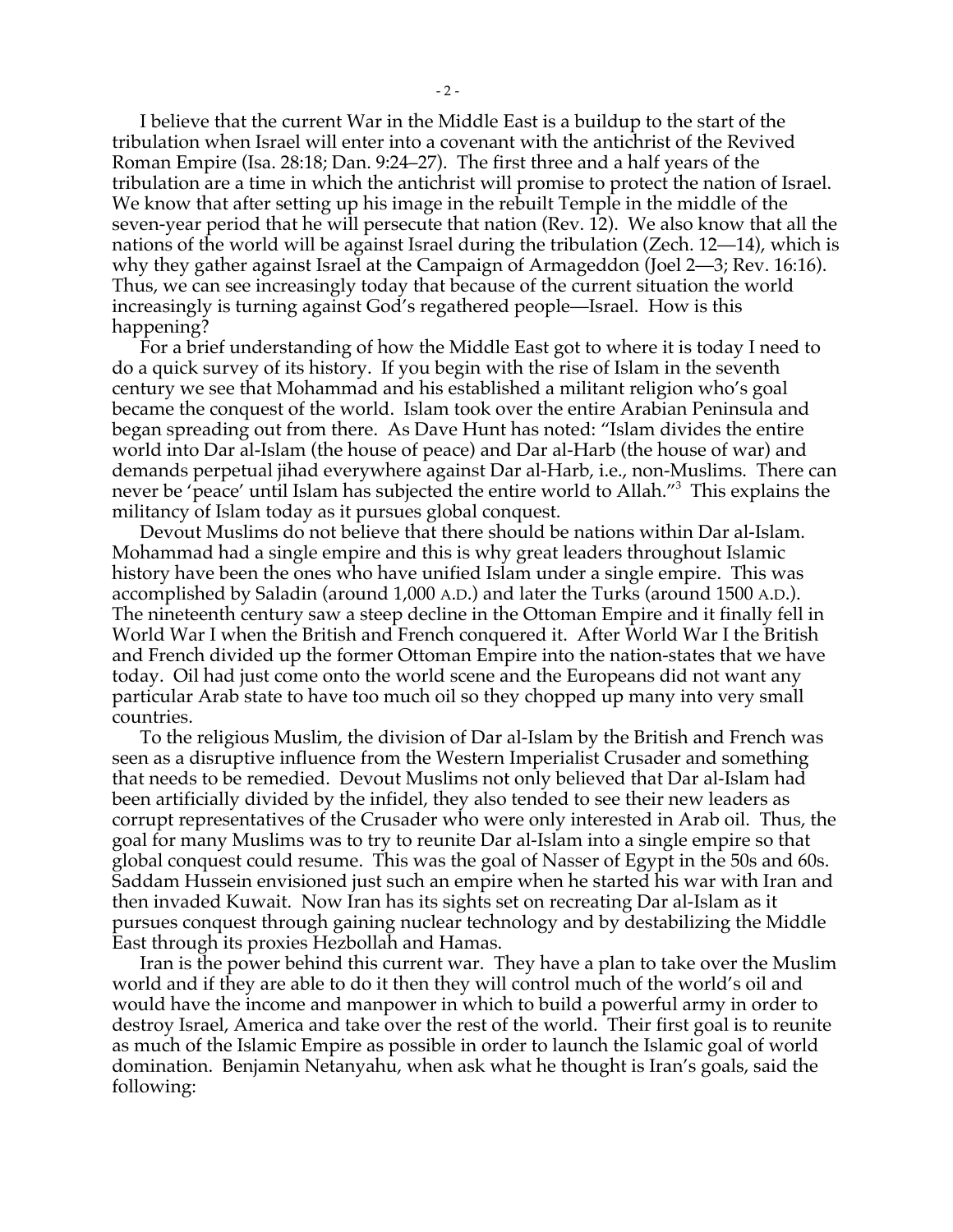I believe that the current War in the Middle East is a buildup to the start of the tribulation when Israel will enter into a covenant with the antichrist of the Revived Roman Empire (Isa. 28:18; Dan. 9:24–27). The first three and a half years of the tribulation are a time in which the antichrist will promise to protect the nation of Israel. We know that after setting up his image in the rebuilt Temple in the middle of the seven-year period that he will persecute that nation (Rev. 12). We also know that all the nations of the world will be against Israel during the tribulation (Zech. 12—14), which is why they gather against Israel at the Campaign of Armageddon (Joel 2—3; Rev. 16:16). Thus, we can see increasingly today that because of the current situation the world increasingly is turning against God's regathered people—Israel. How is this happening?

For a brief understanding of how the Middle East got to where it is today I need to do a quick survey of its history. If you begin with the rise of Islam in the seventh century we see that Mohammad and his established a militant religion who's goal became the conquest of the world. Islam took over the entire Arabian Peninsula and began spreading out from there. As Dave Hunt has noted: "Islam divides the entire world into Dar al-Islam (the house of peace) and Dar al-Harb (the house of war) and demands perpetual jihad everywhere against Dar al-Harb, i.e., non-Muslims. There can never be 'peace' until Islam has subjected the entire world to Allah."[3] This explains the militancy of Islam today as it pursues global conquest.

Devout Muslims do not believe that there should be nations within Dar al-Islam. Mohammad had a single empire and this is why great leaders throughout Islamic history have been the ones who have unified Islam under a single empire. This was accomplished by Saladin (around 1,000 A.D.) and later the Turks (around 1500 A.D.). The nineteenth century saw a steep decline in the Ottoman Empire and it finally fell in World War I when the British and French conquered it. After World War I the British and French divided up the former Ottoman Empire into the nation-states that we have today. Oil had just come onto the world scene and the Europeans did not want any particular Arab state to have too much oil so they chopped up many into very small countries.

To the religious Muslim, the division of Dar al-Islam by the British and French was seen as a disruptive influence from the Western Imperialist Crusader and something that needs to be remedied. Devout Muslims not only believed that Dar al-Islam had been artificially divided by the infidel, they also tended to see their new leaders as corrupt representatives of the Crusader who were only interested in Arab oil. Thus, the goal for many Muslims was to try to reunite Dar al-Islam into a single empire so that global conquest could resume. This was the goal of Nasser of Egypt in the 50s and 60s. Saddam Hussein envisioned just such an empire when he started his war with Iran and then invaded Kuwait. Now Iran has its sights set on recreating Dar al-Islam as it pursues conquest through gaining nuclear technology and by destabilizing the Middle East through its proxies Hezbollah and Hamas.

Iran is the power behind this current war. They have a plan to take over the Muslim world and if they are able to do it then they will control much of the world's oil and would have the income and manpower in which to build a powerful army in order to destroy Israel, America and take over the rest of the world. Their first goal is to reunite as much of the Islamic Empire as possible in order to launch the Islamic goal of world domination. Benjamin Netanyahu, when ask what he thought is Iran's goals, said the following: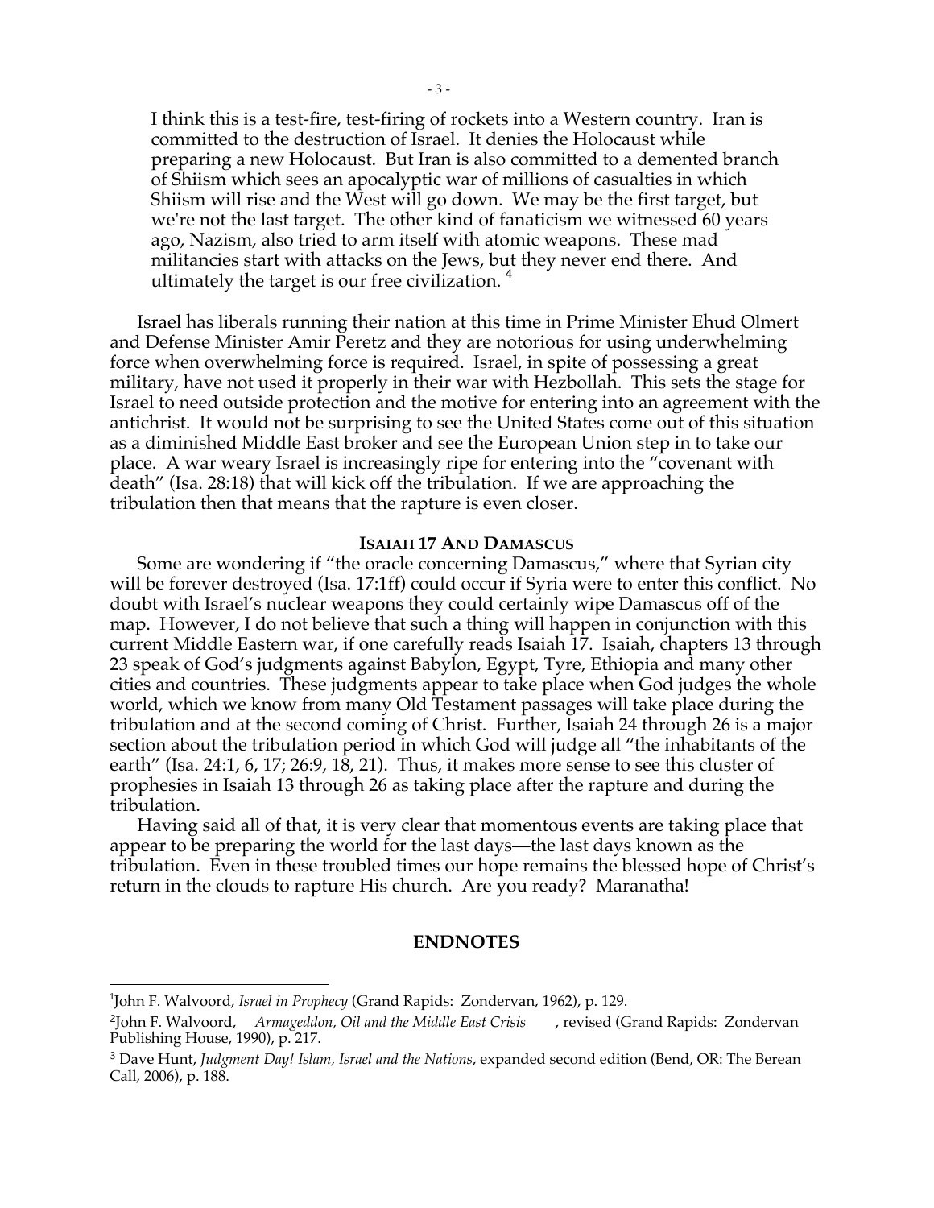> I think this is a test-fire, test-firing of rockets into a Western country. Iran is committed to the destruction of Israel. It denies the Holocaust while preparing a new Holocaust. But Iran is also committed to a demented branch of Shiism which sees an apocalyptic war of millions of casualties in which Shiism will rise and the West will go down. We may be the first target, but we're not the last target. The other kind of fanaticism we witnessed 60 years ago, Nazism, also tried to arm itself with atomic weapons. These mad militancies start with attacks on the Jews, but they never end there. And ultimately the target is our free civilization. [4]

Israel has liberals running their nation at this time in Prime Minister Ehud Olmert and Defense Minister Amir Peretz and they are notorious for using underwhelming force when overwhelming force is required. Israel, in spite of possessing a great military, have not used it properly in their war with Hezbollah. This sets the stage for Israel to need outside protection and the motive for entering into an agreement with the antichrist. It would not be surprising to see the United States come out of this situation as a diminished Middle East broker and see the European Union step in to take our place. A war weary Israel is increasingly ripe for entering into the "covenant with death" (Isa. 28:18) that will kick off the tribulation. If we are approaching the tribulation then that means that the rapture is even closer.

## ISAIAH 17 AND DAMASCUS

Some are wondering if "the oracle concerning Damascus," where that Syrian city will be forever destroyed (Isa. 17:1ff) could occur if Syria were to enter this conflict. No doubt with Israel's nuclear weapons they could certainly wipe Damascus off of the map. However, I do not believe that such a thing will happen in conjunction with this current Middle Eastern war, if one carefully reads Isaiah 17. Isaiah, chapters 13 through 23 speak of God's judgments against Babylon, Egypt, Tyre, Ethiopia and many other cities and countries. These judgments appear to take place when God judges the whole world, which we know from many Old Testament passages will take place during the tribulation and at the second coming of Christ. Further, Isaiah 24 through 26 is a major section about the tribulation period in which God will judge all "the inhabitants of the earth" (Isa. 24:1, 6, 17; 26:9, 18, 21). Thus, it makes more sense to see this cluster of prophesies in Isaiah 13 through 26 as taking place after the rapture and during the tribulation.

Having said all of that, it is very clear that momentous events are taking place that appear to be preparing the world for the last days—the last days known as the tribulation. Even in these troubled times our hope remains the blessed hope of Christ's return in the clouds to rapture His church. Are you ready? Maranatha!

## ENDNOTES

[1] John F. Walvoord, *Israel in Prophecy* (Grand Rapids: Zondervan, 1962), p. 129.

[2] John F. Walvoord, *Armageddon, Oil and the Middle East Crisis*, revised (Grand Rapids: Zondervan Publishing House, 1990), p. 217.

[3] Dave Hunt, *Judgment Day! Islam, Israel and the Nations*, expanded second edition (Bend, OR: The Berean Call, 2006), p. 188.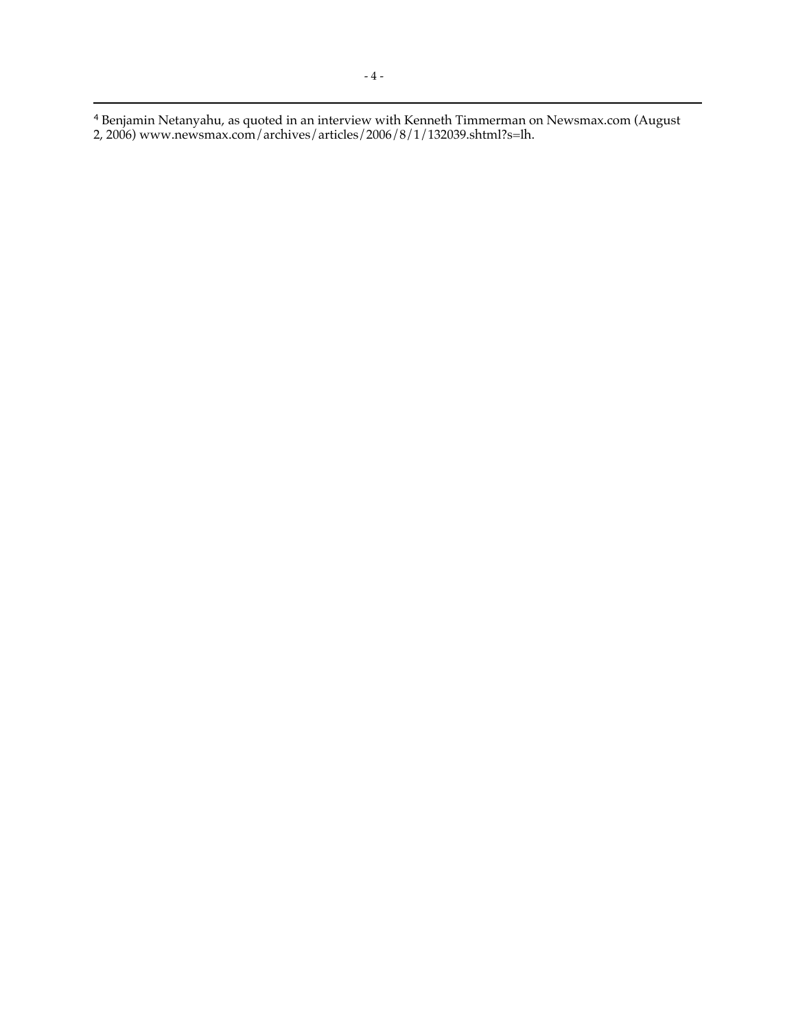[4] Benjamin Netanyahu, as quoted in an interview with Kenneth Timmerman on Newsmax.com (August 2, 2006) www.newsmax.com/archives/articles/2006/8/1/132039.shtml?s=lh.